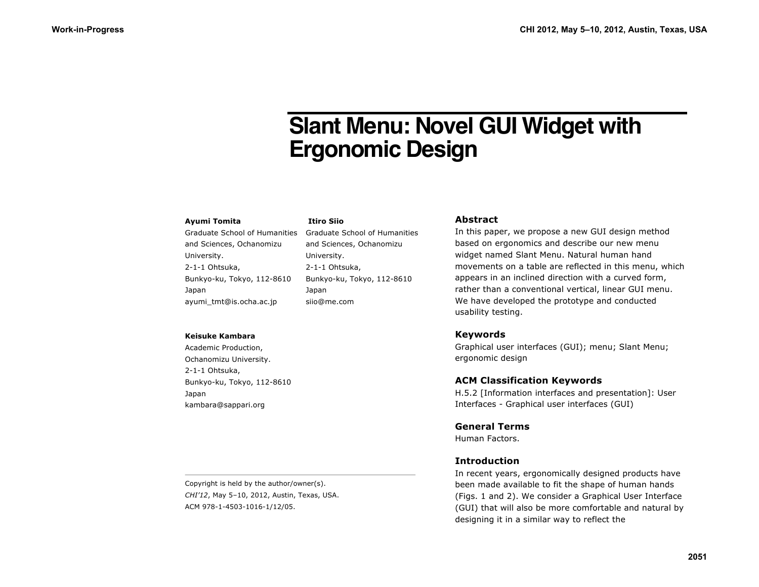# Slant Menu: Novel GUI Widget with Ergonomic Design

**Ayumi Tomita**
Graduate School of Humanities and Sciences, Ochanomizu University.
2-1-1 Ohtsuka,
Bunkyo-ku, Tokyo, 112-8610
Japan
ayumi_tmt@is.ocha.ac.jp

**Itiro Siio**
Graduate School of Humanities and Sciences, Ochanomizu University.
2-1-1 Ohtsuka,
Bunkyo-ku, Tokyo, 112-8610
Japan
siio@me.com

**Keisuke Kambara**
Academic Production,
Ochanomizu University.
2-1-1 Ohtsuka,
Bunkyo-ku, Tokyo, 112-8610
Japan
kambara@sappari.org

Copyright is held by the author/owner(s).
*CHI'12*, May 5–10, 2012, Austin, Texas, USA.
ACM 978-1-4503-1016-1/12/05.

## Abstract

In this paper, we propose a new GUI design method based on ergonomics and describe our new menu widget named Slant Menu. Natural human hand movements on a table are reflected in this menu, which appears in an inclined direction with a curved form, rather than a conventional vertical, linear GUI menu. We have developed the prototype and conducted usability testing.

## Keywords

Graphical user interfaces (GUI); menu; Slant Menu; ergonomic design

## ACM Classification Keywords

H.5.2 [Information interfaces and presentation]: User Interfaces - Graphical user interfaces (GUI)

## General Terms

Human Factors.

## Introduction

In recent years, ergonomically designed products have been made available to fit the shape of human hands (Figs. 1 and 2). We consider a Graphical User Interface (GUI) that will also be more comfortable and natural by designing it in a similar way to reflect the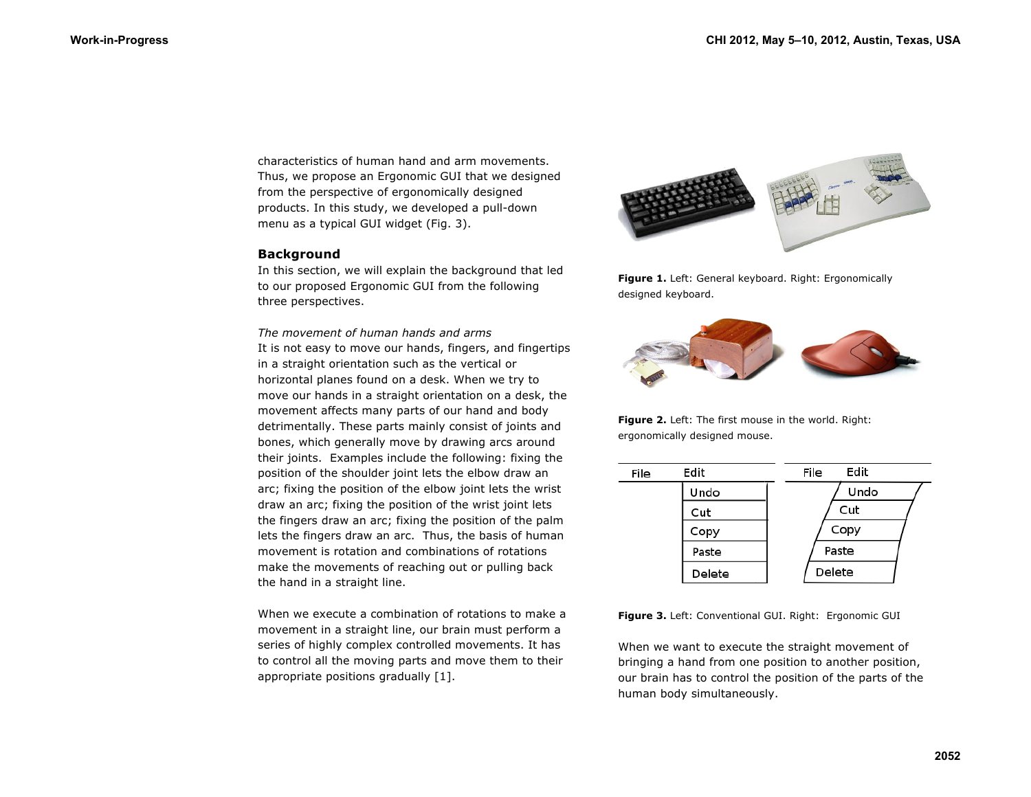characteristics of human hand and arm movements. Thus, we propose an Ergonomic GUI that we designed from the perspective of ergonomically designed products. In this study, we developed a pull-down menu as a typical GUI widget (Fig. 3).

## Background

In this section, we will explain the background that led to our proposed Ergonomic GUI from the following three perspectives.

*The movement of human hands and arms*

It is not easy to move our hands, fingers, and fingertips in a straight orientation such as the vertical or horizontal planes found on a desk. When we try to move our hands in a straight orientation on a desk, the movement affects many parts of our hand and body detrimentally. These parts mainly consist of joints and bones, which generally move by drawing arcs around their joints. Examples include the following: fixing the position of the shoulder joint lets the elbow draw an arc; fixing the position of the elbow joint lets the wrist draw an arc; fixing the position of the wrist joint lets the fingers draw an arc; fixing the position of the palm lets the fingers draw an arc. Thus, the basis of human movement is rotation and combinations of rotations make the movements of reaching out or pulling back the hand in a straight line.

When we execute a combination of rotations to make a movement in a straight line, our brain must perform a series of highly complex controlled movements. It has to control all the moving parts and move them to their appropriate positions gradually [1].

**Figure 1.** Left: General keyboard. Right: Ergonomically designed keyboard.

**Figure 2.** Left: The first mouse in the world. Right: ergonomically designed mouse.

**Figure 3.** Left: Conventional GUI. Right: Ergonomic GUI

When we want to execute the straight movement of bringing a hand from one position to another position, our brain has to control the position of the parts of the human body simultaneously.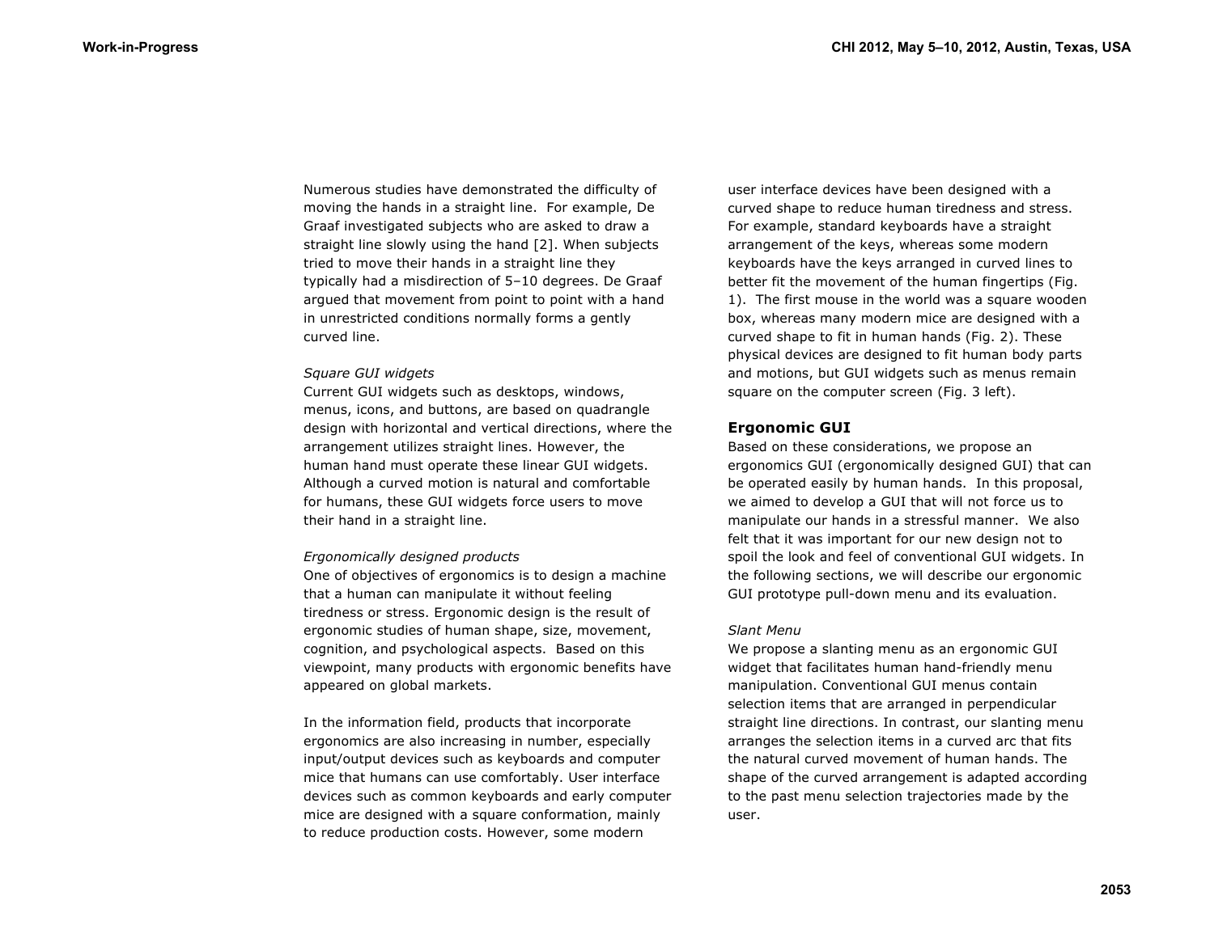Numerous studies have demonstrated the difficulty of moving the hands in a straight line. For example, De Graaf investigated subjects who are asked to draw a straight line slowly using the hand [2]. When subjects tried to move their hands in a straight line they typically had a misdirection of 5–10 degrees. De Graaf argued that movement from point to point with a hand in unrestricted conditions normally forms a gently curved line.

*Square GUI widgets*

Current GUI widgets such as desktops, windows, menus, icons, and buttons, are based on quadrangle design with horizontal and vertical directions, where the arrangement utilizes straight lines. However, the human hand must operate these linear GUI widgets. Although a curved motion is natural and comfortable for humans, these GUI widgets force users to move their hand in a straight line.

*Ergonomically designed products*

One of objectives of ergonomics is to design a machine that a human can manipulate it without feeling tiredness or stress. Ergonomic design is the result of ergonomic studies of human shape, size, movement, cognition, and psychological aspects. Based on this viewpoint, many products with ergonomic benefits have appeared on global markets.

In the information field, products that incorporate ergonomics are also increasing in number, especially input/output devices such as keyboards and computer mice that humans can use comfortably. User interface devices such as common keyboards and early computer mice are designed with a square conformation, mainly to reduce production costs. However, some modern user interface devices have been designed with a curved shape to reduce human tiredness and stress. For example, standard keyboards have a straight arrangement of the keys, whereas some modern keyboards have the keys arranged in curved lines to better fit the movement of the human fingertips (Fig. 1). The first mouse in the world was a square wooden box, whereas many modern mice are designed with a curved shape to fit in human hands (Fig. 2). These physical devices are designed to fit human body parts and motions, but GUI widgets such as menus remain square on the computer screen (Fig. 3 left).

## Ergonomic GUI

Based on these considerations, we propose an ergonomics GUI (ergonomically designed GUI) that can be operated easily by human hands. In this proposal, we aimed to develop a GUI that will not force us to manipulate our hands in a stressful manner. We also felt that it was important for our new design not to spoil the look and feel of conventional GUI widgets. In the following sections, we will describe our ergonomic GUI prototype pull-down menu and its evaluation.

*Slant Menu*

We propose a slanting menu as an ergonomic GUI widget that facilitates human hand-friendly menu manipulation. Conventional GUI menus contain selection items that are arranged in perpendicular straight line directions. In contrast, our slanting menu arranges the selection items in a curved arc that fits the natural curved movement of human hands. The shape of the curved arrangement is adapted according to the past menu selection trajectories made by the user.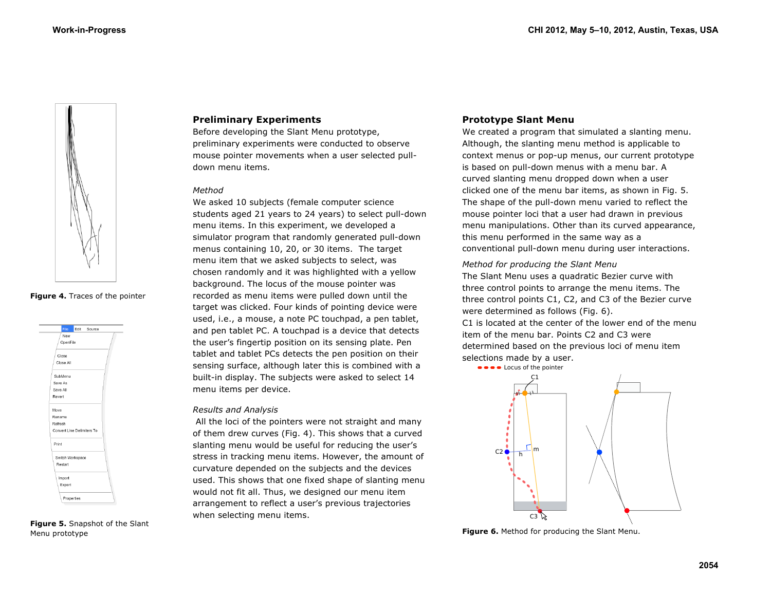**Figure 4.** Traces of the pointer

**Figure 5.** Snapshot of the Slant Menu prototype

## Preliminary Experiments

Before developing the Slant Menu prototype, preliminary experiments were conducted to observe mouse pointer movements when a user selected pull-down menu items.

### *Method*

We asked 10 subjects (female computer science students aged 21 years to 24 years) to select pull-down menu items. In this experiment, we developed a simulator program that randomly generated pull-down menus containing 10, 20, or 30 items. The target menu item that we asked subjects to select, was chosen randomly and it was highlighted with a yellow background. The locus of the mouse pointer was recorded as menu items were pulled down until the target was clicked. Four kinds of pointing device were used, i.e., a mouse, a note PC touchpad, a pen tablet, and pen tablet PC. A touchpad is a device that detects the user's fingertip position on its sensing plate. Pen tablet and tablet PCs detects the pen position on their sensing surface, although later this is combined with a built-in display. The subjects were asked to select 14 menu items per device.

### *Results and Analysis*

All the loci of the pointers were not straight and many of them drew curves (Fig. 4). This shows that a curved slanting menu would be useful for reducing the user's stress in tracking menu items. However, the amount of curvature depended on the subjects and the devices used. This shows that one fixed shape of slanting menu would not fit all. Thus, we designed our menu item arrangement to reflect a user's previous trajectories when selecting menu items.

## Prototype Slant Menu

We created a program that simulated a slanting menu. Although, the slanting menu method is applicable to context menus or pop-up menus, our current prototype is based on pull-down menus with a menu bar. A curved slanting menu dropped down when a user clicked one of the menu bar items, as shown in Fig. 5. The shape of the pull-down menu varied to reflect the mouse pointer loci that a user had drawn in previous menu manipulations. Other than its curved appearance, this menu performed in the same way as a conventional pull-down menu during user interactions.

### *Method for producing the Slant Menu*

The Slant Menu uses a quadratic Bezier curve with three control points to arrange the menu items. The three control points C1, C2, and C3 of the Bezier curve were determined as follows (Fig. 6).

C1 is located at the center of the lower end of the menu item of the menu bar. Points C2 and C3 were determined based on the previous loci of menu item selections made by a user.

**Figure 6.** Method for producing the Slant Menu.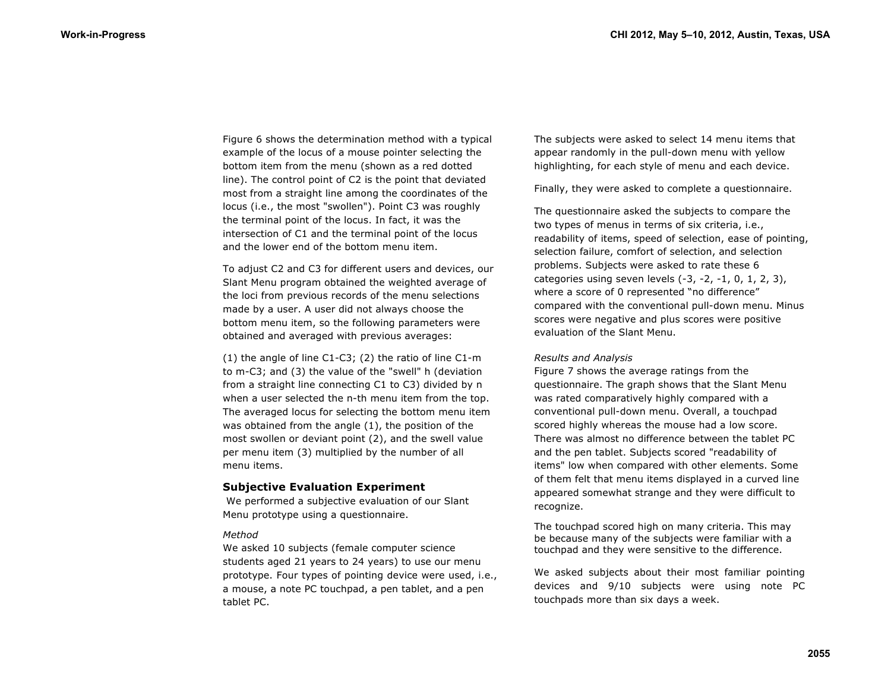Figure 6 shows the determination method with a typical example of the locus of a mouse pointer selecting the bottom item from the menu (shown as a red dotted line). The control point of C2 is the point that deviated most from a straight line among the coordinates of the locus (i.e., the most "swollen"). Point C3 was roughly the terminal point of the locus. In fact, it was the intersection of C1 and the terminal point of the locus and the lower end of the bottom menu item.

To adjust C2 and C3 for different users and devices, our Slant Menu program obtained the weighted average of the loci from previous records of the menu selections made by a user. A user did not always choose the bottom menu item, so the following parameters were obtained and averaged with previous averages:

(1) the angle of line C1-C3; (2) the ratio of line C1-m to m-C3; and (3) the value of the "swell" h (deviation from a straight line connecting C1 to C3) divided by n when a user selected the n-th menu item from the top. The averaged locus for selecting the bottom menu item was obtained from the angle (1), the position of the most swollen or deviant point (2), and the swell value per menu item (3) multiplied by the number of all menu items.

## Subjective Evaluation Experiment

We performed a subjective evaluation of our Slant Menu prototype using a questionnaire.

*Method*

We asked 10 subjects (female computer science students aged 21 years to 24 years) to use our menu prototype. Four types of pointing device were used, i.e., a mouse, a note PC touchpad, a pen tablet, and a pen tablet PC.

The subjects were asked to select 14 menu items that appear randomly in the pull-down menu with yellow highlighting, for each style of menu and each device.

Finally, they were asked to complete a questionnaire.

The questionnaire asked the subjects to compare the two types of menus in terms of six criteria, i.e., readability of items, speed of selection, ease of pointing, selection failure, comfort of selection, and selection problems. Subjects were asked to rate these 6 categories using seven levels (-3, -2, -1, 0, 1, 2, 3), where a score of 0 represented “no difference” compared with the conventional pull-down menu. Minus scores were negative and plus scores were positive evaluation of the Slant Menu.

*Results and Analysis*

Figure 7 shows the average ratings from the questionnaire. The graph shows that the Slant Menu was rated comparatively highly compared with a conventional pull-down menu. Overall, a touchpad scored highly whereas the mouse had a low score. There was almost no difference between the tablet PC and the pen tablet. Subjects scored "readability of items" low when compared with other elements. Some of them felt that menu items displayed in a curved line appeared somewhat strange and they were difficult to recognize.

The touchpad scored high on many criteria. This may be because many of the subjects were familiar with a touchpad and they were sensitive to the difference.

We asked subjects about their most familiar pointing devices and 9/10 subjects were using note PC touchpads more than six days a week.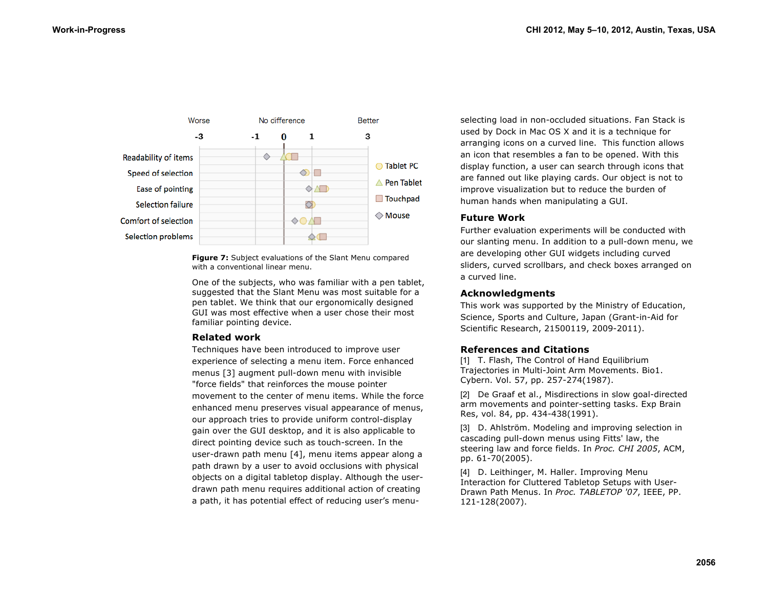Worse No difference Better

-3 -1 0 1 3

Readability of items

Speed of selection

Ease of pointing

Selection failure

Comfort of selection

Selection problems

Tablet PC

Pen Tablet

Touchpad

Mouse

**Figure 7:** Subject evaluations of the Slant Menu compared with a conventional linear menu.

One of the subjects, who was familiar with a pen tablet, suggested that the Slant Menu was most suitable for a pen tablet. We think that our ergonomically designed GUI was most effective when a user chose their most familiar pointing device.

## Related work

Techniques have been introduced to improve user experience of selecting a menu item. Force enhanced menus [3] augment pull-down menu with invisible "force fields" that reinforces the mouse pointer movement to the center of menu items. While the force enhanced menu preserves visual appearance of menus, our approach tries to provide uniform control-display gain over the GUI desktop, and it is also applicable to direct pointing device such as touch-screen. In the user-drawn path menu [4], menu items appear along a path drawn by a user to avoid occlusions with physical objects on a digital tabletop display. Although the user-drawn path menu requires additional action of creating a path, it has potential effect of reducing user's menu-selecting load in non-occluded situations. Fan Stack is used by Dock in Mac OS X and it is a technique for arranging icons on a curved line. This function allows an icon that resembles a fan to be opened. With this display function, a user can search through icons that are fanned out like playing cards. Our object is not to improve visualization but to reduce the burden of human hands when manipulating a GUI.

## Future Work

Further evaluation experiments will be conducted with our slanting menu. In addition to a pull-down menu, we are developing other GUI widgets including curved sliders, curved scrollbars, and check boxes arranged on a curved line.

## Acknowledgments

This work was supported by the Ministry of Education, Science, Sports and Culture, Japan (Grant-in-Aid for Scientific Research, 21500119, 2009-2011).

## References and Citations

[1] T. Flash, The Control of Hand Equilibrium Trajectories in Multi-Joint Arm Movements. Bio1. Cybern. Vol. 57, pp. 257-274(1987).

[2] De Graaf et al., Misdirections in slow goal-directed arm movements and pointer-setting tasks. Exp Brain Res, vol. 84, pp. 434-438(1991).

[3] D. Ahlström. Modeling and improving selection in cascading pull-down menus using Fitts' law, the steering law and force fields. In *Proc. CHI 2005*, ACM, pp. 61-70(2005).

[4] D. Leithinger, M. Haller. Improving Menu Interaction for Cluttered Tabletop Setups with User-Drawn Path Menus. In *Proc. TABLETOP '07*, IEEE, PP. 121-128(2007).